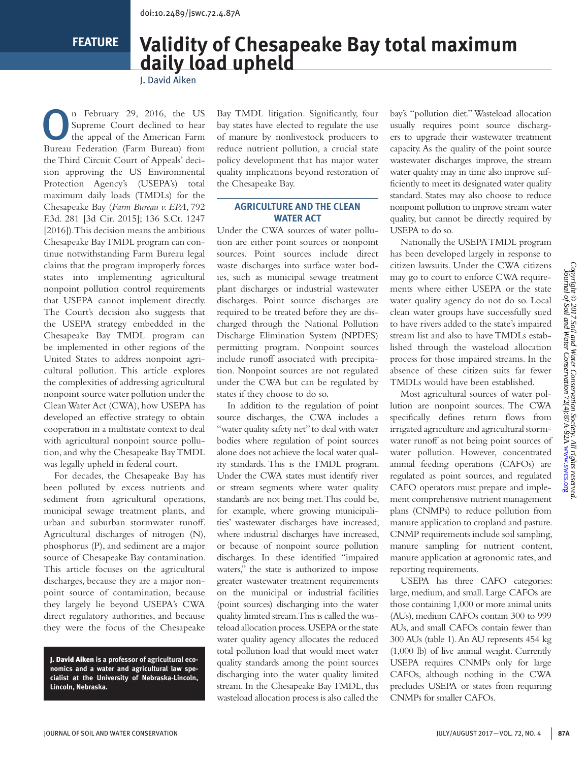doi:10.2489/jswc.72.4.87A

FEATURE

# Validity of Chesapeake Bay total maximum daily load upheld

J. David Aiken

On February 29, 2016, the US Supreme Court declined to hear the appeal of the American Farm Bureau Federation (Farm Bureau) from the Third Circuit Court of Appeals' decision approving the US Environmental Protection Agency's (USEPA's) total maximum daily loads (TMDLs) for the Chesapeake Bay (*Farm Bureau v. EPA*, 792 F.3d. 281 [3d Cir. 2015]; 136 S.Ct. 1247 [2016]). This decision means the ambitious Chesapeake Bay TMDL program can continue notwithstanding Farm Bureau legal claims that the program improperly forces states into implementing agricultural nonpoint pollution control requirements that USEPA cannot implement directly. The Court's decision also suggests that the USEPA strategy embedded in the Chesapeake Bay TMDL program can be implemented in other regions of the United States to address nonpoint agricultural pollution. This article explores the complexities of addressing agricultural nonpoint source water pollution under the Clean Water Act (CWA), how USEPA has developed an effective strategy to obtain cooperation in a multistate context to deal with agricultural nonpoint source pollution, and why the Chesapeake Bay TMDL was legally upheld in federal court.

For decades, the Chesapeake Bay has been polluted by excess nutrients and sediment from agricultural operations, municipal sewage treatment plants, and urban and suburban stormwater runoff. Agricultural discharges of nitrogen (N), phosphorus (P), and sediment are a major source of Chesapeake Bay contamination. This article focuses on the agricultural discharges, because they are a major nonpoint source of contamination, because they largely lie beyond USEPA's CWA direct regulatory authorities, and because they were the focus of the Chesapeake Bay TMDL litigation. Significantly, four bay states have elected to regulate the use of manure by nonlivestock producers to reduce nutrient pollution, a crucial state policy development that has major water quality implications beyond restoration of the Chesapeake Bay.

**J. David Aiken is a professor of agricultural economics and a water and agricultural law specialist at the University of Nebraska-Lincoln, Lincoln, Nebraska.**

## AGRICULTURE AND THE CLEAN WATER ACT

Under the CWA sources of water pollution are either point sources or nonpoint sources. Point sources include direct waste discharges into surface water bodies, such as municipal sewage treatment plant discharges or industrial wastewater discharges. Point source discharges are required to be treated before they are discharged through the National Pollution Discharge Elimination System (NPDES) permitting program. Nonpoint sources include runoff associated with precipitation. Nonpoint sources are not regulated under the CWA but can be regulated by states if they choose to do so.

In addition to the regulation of point source discharges, the CWA includes a "water quality safety net" to deal with water bodies where regulation of point sources alone does not achieve the local water quality standards. This is the TMDL program. Under the CWA states must identify river or stream segments where water quality standards are not being met. This could be, for example, where growing municipalities' wastewater discharges have increased, where industrial discharges have increased, or because of nonpoint source pollution discharges. In these identified "impaired waters," the state is authorized to impose greater wastewater treatment requirements on the municipal or industrial facilities (point sources) discharging into the water quality limited stream. This is called the wasteload allocation process. USEPA or the state water quality agency allocates the reduced total pollution load that would meet water quality standards among the point sources discharging into the water quality limited stream. In the Chesapeake Bay TMDL, this wasteload allocation process is also called the bay's "pollution diet." Wasteload allocation usually requires point source dischargers to upgrade their wastewater treatment capacity. As the quality of the point source wastewater discharges improve, the stream water quality may in time also improve sufficiently to meet its designated water quality standard. States may also choose to reduce nonpoint pollution to improve stream water quality, but cannot be directly required by USEPA to do so.

Nationally the USEPA TMDL program has been developed largely in response to citizen lawsuits. Under the CWA citizens may go to court to enforce CWA requirements where either USEPA or the state water quality agency do not do so. Local clean water groups have successfully sued to have rivers added to the state's impaired stream list and also to have TMDLs established through the wasteload allocation process for those impaired streams. In the absence of these citizen suits far fewer TMDLs would have been established.

Most agricultural sources of water pollution are nonpoint sources. The CWA specifically defines return flows from irrigated agriculture and agricultural stormwater runoff as not being point sources of water pollution. However, concentrated animal feeding operations (CAFOs) are regulated as point sources, and regulated CAFO operators must prepare and implement comprehensive nutrient management plans (CNMPs) to reduce pollution from manure application to cropland and pasture. CNMP requirements include soil sampling, manure sampling for nutrient content, manure application at agronomic rates, and reporting requirements.

USEPA has three CAFO categories: large, medium, and small. Large CAFOs are those containing 1,000 or more animal units (AUs), medium CAFOs contain 300 to 999 AUs, and small CAFOs contain fewer than 300 AUs (table 1). An AU represents 454 kg (1,000 lb) of live animal weight. Currently USEPA requires CNMPs only for large CAFOs, although nothing in the CWA precludes USEPA or states from requiring CNMPs for smaller CAFOs.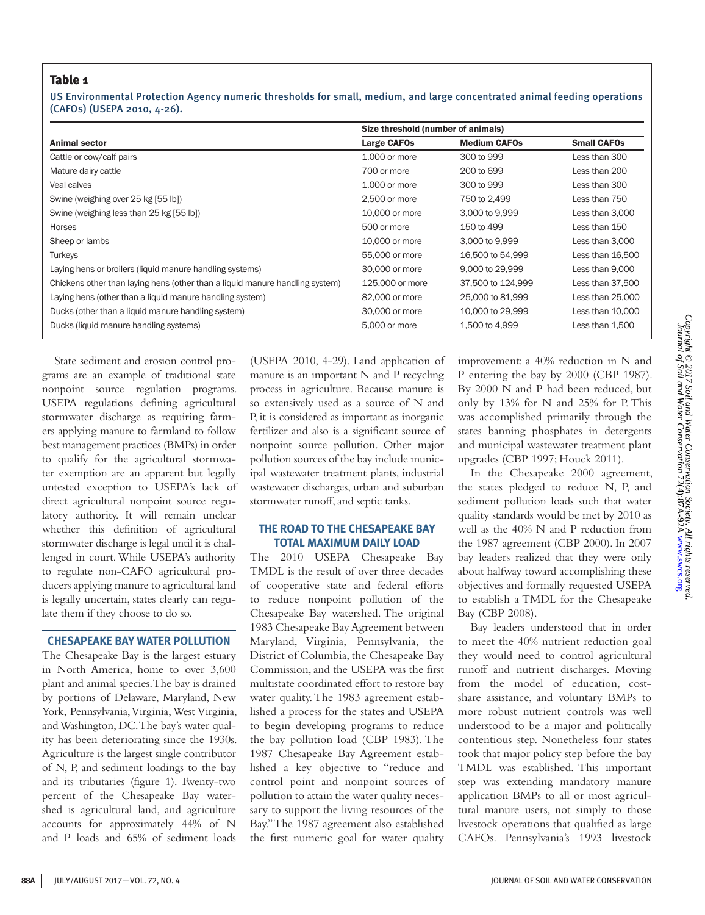**Table 1**

US Environmental Protection Agency numeric thresholds for small, medium, and large concentrated animal feeding operations (CAFOs) (USEPA 2010, 4-26).

| Animal sector | Size threshold (number of animals) | | |
|---|---|---|---|
| | Large CAFOs | Medium CAFOs | Small CAFOs |
| Cattle or cow/calf pairs | 1,000 or more | 300 to 999 | Less than 300 |
| Mature dairy cattle | 700 or more | 200 to 699 | Less than 200 |
| Veal calves | 1,000 or more | 300 to 999 | Less than 300 |
| Swine (weighing over 25 kg [55 lb]) | 2,500 or more | 750 to 2,499 | Less than 750 |
| Swine (weighing less than 25 kg [55 lb]) | 10,000 or more | 3,000 to 9,999 | Less than 3,000 |
| Horses | 500 or more | 150 to 499 | Less than 150 |
| Sheep or lambs | 10,000 or more | 3,000 to 9,999 | Less than 3,000 |
| Turkeys | 55,000 or more | 16,500 to 54,999 | Less than 16,500 |
| Laying hens or broilers (liquid manure handling systems) | 30,000 or more | 9,000 to 29,999 | Less than 9,000 |
| Chickens other than laying hens (other than a liquid manure handling system) | 125,000 or more | 37,500 to 124,999 | Less than 37,500 |
| Laying hens (other than a liquid manure handling system) | 82,000 or more | 25,000 to 81,999 | Less than 25,000 |
| Ducks (other than a liquid manure handling system) | 30,000 or more | 10,000 to 29,999 | Less than 10,000 |
| Ducks (liquid manure handling systems) | 5,000 or more | 1,500 to 4,999 | Less than 1,500 |

State sediment and erosion control programs are an example of traditional state nonpoint source regulation programs. USEPA regulations defining agricultural stormwater discharge as requiring farmers applying manure to farmland to follow best management practices (BMPs) in order to qualify for the agricultural stormwater exemption are an apparent but legally untested exception to USEPA's lack of direct agricultural nonpoint source regulatory authority. It will remain unclear whether this definition of agricultural stormwater discharge is legal until it is challenged in court. While USEPA's authority to regulate non-CAFO agricultural producers applying manure to agricultural land is legally uncertain, states clearly can regulate them if they choose to do so.

## CHESAPEAKE BAY WATER POLLUTION

The Chesapeake Bay is the largest estuary in North America, home to over 3,600 plant and animal species. The bay is drained by portions of Delaware, Maryland, New York, Pennsylvania, Virginia, West Virginia, and Washington, DC. The bay's water quality has been deteriorating since the 1930s. Agriculture is the largest single contributor of N, P, and sediment loadings to the bay and its tributaries (figure 1). Twenty-two percent of the Chesapeake Bay watershed is agricultural land, and agriculture accounts for approximately 44% of N and P loads and 65% of sediment loads (USEPA 2010, 4-29). Land application of manure is an important N and P recycling process in agriculture. Because manure is so extensively used as a source of N and P, it is considered as important as inorganic fertilizer and also is a significant source of nonpoint source pollution. Other major pollution sources of the bay include municipal wastewater treatment plants, industrial wastewater discharges, urban and suburban stormwater runoff, and septic tanks.

## THE ROAD TO THE CHESAPEAKE BAY TOTAL MAXIMUM DAILY LOAD

The 2010 USEPA Chesapeake Bay TMDL is the result of over three decades of cooperative state and federal efforts to reduce nonpoint pollution of the Chesapeake Bay watershed. The original 1983 Chesapeake Bay Agreement between Maryland, Virginia, Pennsylvania, the District of Columbia, the Chesapeake Bay Commission, and the USEPA was the first multistate coordinated effort to restore bay water quality. The 1983 agreement established a process for the states and USEPA to begin developing programs to reduce the bay pollution load (CBP 1983). The 1987 Chesapeake Bay Agreement established a key objective to "reduce and control point and nonpoint sources of pollution to attain the water quality necessary to support the living resources of the Bay." The 1987 agreement also established the first numeric goal for water quality improvement: a 40% reduction in N and P entering the bay by 2000 (CBP 1987). By 2000 N and P had been reduced, but only by 13% for N and 25% for P. This was accomplished primarily through the states banning phosphates in detergents and municipal wastewater treatment plant upgrades (CBP 1997; Houck 2011).

In the Chesapeake 2000 agreement, the states pledged to reduce N, P, and sediment pollution loads such that water quality standards would be met by 2010 as well as the 40% N and P reduction from the 1987 agreement (CBP 2000). In 2007 bay leaders realized that they were only about halfway toward accomplishing these objectives and formally requested USEPA to establish a TMDL for the Chesapeake Bay (CBP 2008).

Bay leaders understood that in order to meet the 40% nutrient reduction goal they would need to control agricultural runoff and nutrient discharges. Moving from the model of education, cost-share assistance, and voluntary BMPs to more robust nutrient controls was well understood to be a major and politically contentious step. Nonetheless four states took that major policy step before the bay TMDL was established. This important step was extending mandatory manure application BMPs to all or most agricultural manure users, not simply to those livestock operations that qualified as large CAFOs. Pennsylvania's 1993 livestock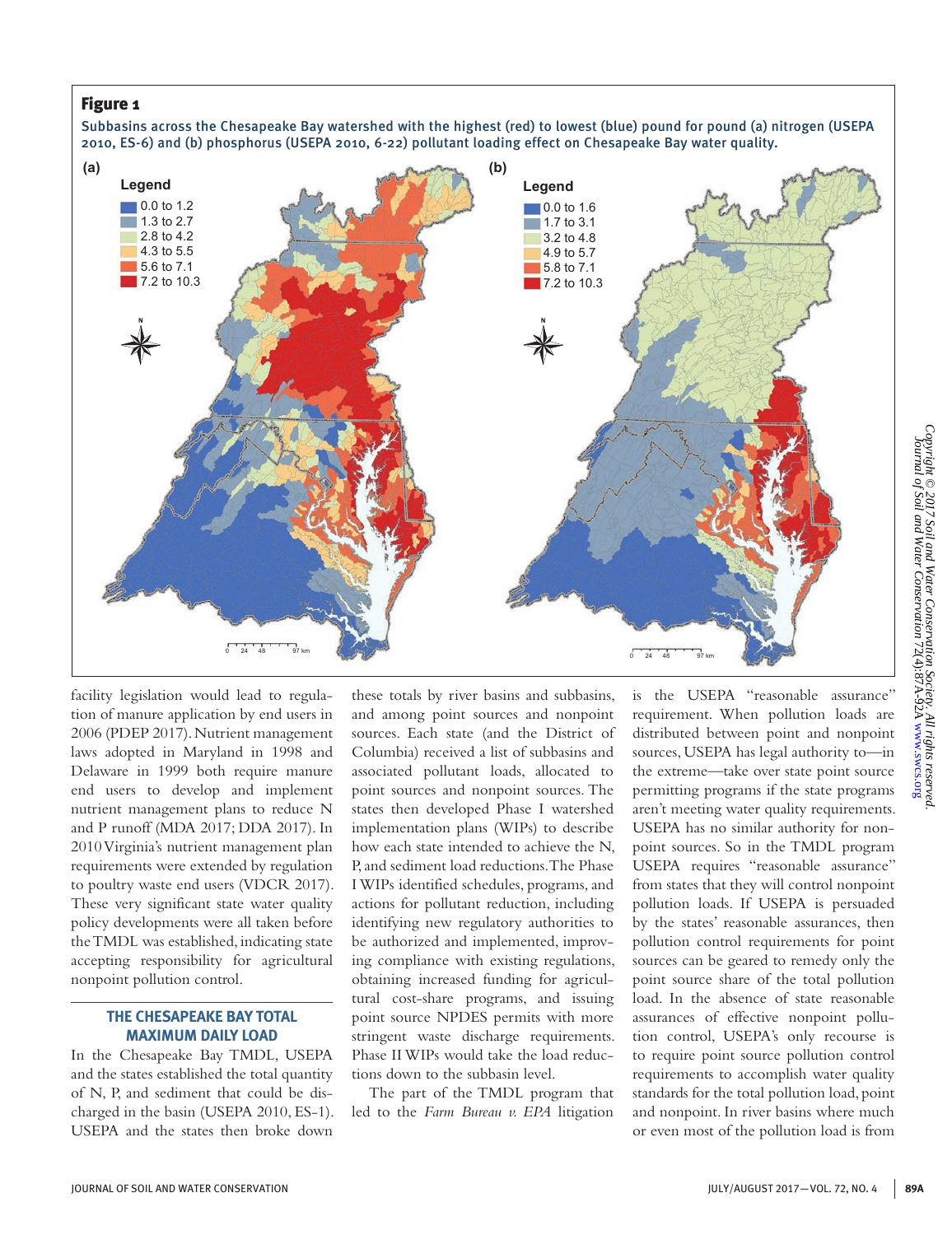**Figure 1**

Subbasins across the Chesapeake Bay watershed with the highest (red) to lowest (blue) pound for pound (a) nitrogen (USEPA 2010, ES-6) and (b) phosphorus (USEPA 2010, 6-22) pollutant loading effect on Chesapeake Bay water quality.

facility legislation would lead to regulation of manure application by end users in 2006 (PDEP 2017). Nutrient management laws adopted in Maryland in 1998 and Delaware in 1999 both require manure end users to develop and implement nutrient management plans to reduce N and P runoff (MDA 2017; DDA 2017). In 2010 Virginia's nutrient management plan requirements were extended by regulation to poultry waste end users (VDCR 2017). These very significant state water quality policy developments were all taken before the TMDL was established, indicating state accepting responsibility for agricultural nonpoint pollution control.

## THE CHESAPEAKE BAY TOTAL MAXIMUM DAILY LOAD

In the Chesapeake Bay TMDL, USEPA and the states established the total quantity of N, P, and sediment that could be discharged in the basin (USEPA 2010, ES-1). USEPA and the states then broke down these totals by river basins and subbasins, and among point sources and nonpoint sources. Each state (and the District of Columbia) received a list of subbasins and associated pollutant loads, allocated to point sources and nonpoint sources. The states then developed Phase I watershed implementation plans (WIPs) to describe how each state intended to achieve the N, P, and sediment load reductions. The Phase I WIPs identified schedules, programs, and actions for pollutant reduction, including identifying new regulatory authorities to be authorized and implemented, improving compliance with existing regulations, obtaining increased funding for agricultural cost-share programs, and issuing point source NPDES permits with more stringent waste discharge requirements. Phase II WIPs would take the load reductions down to the subbasin level.

The part of the TMDL program that led to the *Farm Bureau v. EPA* litigation is the USEPA "reasonable assurance" requirement. When pollution loads are distributed between point and nonpoint sources, USEPA has legal authority to—in the extreme—take over state point source permitting programs if the state programs aren't meeting water quality requirements. USEPA has no similar authority for nonpoint sources. So in the TMDL program USEPA requires "reasonable assurance" from states that they will control nonpoint pollution loads. If USEPA is persuaded by the states' reasonable assurances, then pollution control requirements for point sources can be geared to remedy only the point source share of the total pollution load. In the absence of state reasonable assurances of effective nonpoint pollution control, USEPA's only recourse is to require point source pollution control requirements to accomplish water quality standards for the total pollution load, point and nonpoint. In river basins where much or even most of the pollution load is from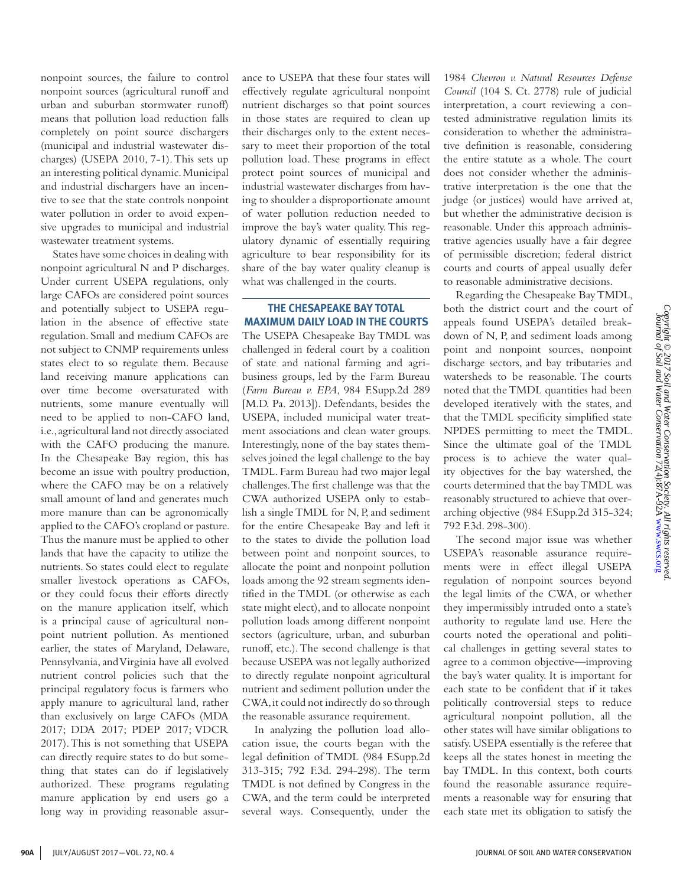nonpoint sources, the failure to control nonpoint sources (agricultural runoff and urban and suburban stormwater runoff) means that pollution load reduction falls completely on point source dischargers (municipal and industrial wastewater discharges) (USEPA 2010, 7-1). This sets up an interesting political dynamic. Municipal and industrial dischargers have an incentive to see that the state controls nonpoint water pollution in order to avoid expensive upgrades to municipal and industrial wastewater treatment systems.

States have some choices in dealing with nonpoint agricultural N and P discharges. Under current USEPA regulations, only large CAFOs are considered point sources and potentially subject to USEPA regulation in the absence of effective state regulation. Small and medium CAFOs are not subject to CNMP requirements unless states elect to so regulate them. Because land receiving manure applications can over time become oversaturated with nutrients, some manure eventually will need to be applied to non-CAFO land, i.e., agricultural land not directly associated with the CAFO producing the manure. In the Chesapeake Bay region, this has become an issue with poultry production, where the CAFO may be on a relatively small amount of land and generates much more manure than can be agronomically applied to the CAFO's cropland or pasture. Thus the manure must be applied to other lands that have the capacity to utilize the nutrients. So states could elect to regulate smaller livestock operations as CAFOs, or they could focus their efforts directly on the manure application itself, which is a principal cause of agricultural nonpoint nutrient pollution. As mentioned earlier, the states of Maryland, Delaware, Pennsylvania, and Virginia have all evolved nutrient control policies such that the principal regulatory focus is farmers who apply manure to agricultural land, rather than exclusively on large CAFOs (MDA 2017; DDA 2017; PDEP 2017; VDCR 2017). This is not something that USEPA can directly require states to do but something that states can do if legislatively authorized. These programs regulating manure application by end users go a long way in providing reasonable assurance to USEPA that these four states will effectively regulate agricultural nonpoint nutrient discharges so that point sources in those states are required to clean up their discharges only to the extent necessary to meet their proportion of the total pollution load. These programs in effect protect point sources of municipal and industrial wastewater discharges from having to shoulder a disproportionate amount of water pollution reduction needed to improve the bay's water quality. This regulatory dynamic of essentially requiring agriculture to bear responsibility for its share of the bay water quality cleanup is what was challenged in the courts.

## THE CHESAPEAKE BAY TOTAL MAXIMUM DAILY LOAD IN THE COURTS

The USEPA Chesapeake Bay TMDL was challenged in federal court by a coalition of state and national farming and agribusiness groups, led by the Farm Bureau (*Farm Bureau v. EPA*, 984 F.Supp.2d 289 [M.D. Pa. 2013]). Defendants, besides the USEPA, included municipal water treatment associations and clean water groups. Interestingly, none of the bay states themselves joined the legal challenge to the bay TMDL. Farm Bureau had two major legal challenges. The first challenge was that the CWA authorized USEPA only to establish a single TMDL for N, P, and sediment for the entire Chesapeake Bay and left it to the states to divide the pollution load between point and nonpoint sources, to allocate the point and nonpoint pollution loads among the 92 stream segments identified in the TMDL (or otherwise as each state might elect), and to allocate nonpoint pollution loads among different nonpoint sectors (agriculture, urban, and suburban runoff, etc.). The second challenge is that because USEPA was not legally authorized to directly regulate nonpoint agricultural nutrient and sediment pollution under the CWA, it could not indirectly do so through the reasonable assurance requirement.

In analyzing the pollution load allocation issue, the courts began with the legal definition of TMDL (984 F.Supp.2d 313-315; 792 F.3d. 294-298). The term TMDL is not defined by Congress in the CWA, and the term could be interpreted several ways. Consequently, under the 1984 *Chevron v. Natural Resources Defense Council* (104 S. Ct. 2778) rule of judicial interpretation, a court reviewing a contested administrative regulation limits its consideration to whether the administrative definition is reasonable, considering the entire statute as a whole. The court does not consider whether the administrative interpretation is the one that the judge (or justices) would have arrived at, but whether the administrative decision is reasonable. Under this approach administrative agencies usually have a fair degree of permissible discretion; federal district courts and courts of appeal usually defer to reasonable administrative decisions.

Regarding the Chesapeake Bay TMDL, both the district court and the court of appeals found USEPA's detailed breakdown of N, P, and sediment loads among point and nonpoint sources, nonpoint discharge sectors, and bay tributaries and watersheds to be reasonable. The courts noted that the TMDL quantities had been developed iteratively with the states, and that the TMDL specificity simplified state NPDES permitting to meet the TMDL. Since the ultimate goal of the TMDL process is to achieve the water quality objectives for the bay watershed, the courts determined that the bay TMDL was reasonably structured to achieve that overarching objective (984 F.Supp.2d 315-324; 792 F.3d. 298-300).

The second major issue was whether USEPA's reasonable assurance requirements were in effect illegal USEPA regulation of nonpoint sources beyond the legal limits of the CWA, or whether they impermissibly intruded onto a state's authority to regulate land use. Here the courts noted the operational and political challenges in getting several states to agree to a common objective—improving the bay's water quality. It is important for each state to be confident that if it takes politically controversial steps to reduce agricultural nonpoint pollution, all the other states will have similar obligations to satisfy. USEPA essentially is the referee that keeps all the states honest in meeting the bay TMDL. In this context, both courts found the reasonable assurance requirements a reasonable way for ensuring that each state met its obligation to satisfy the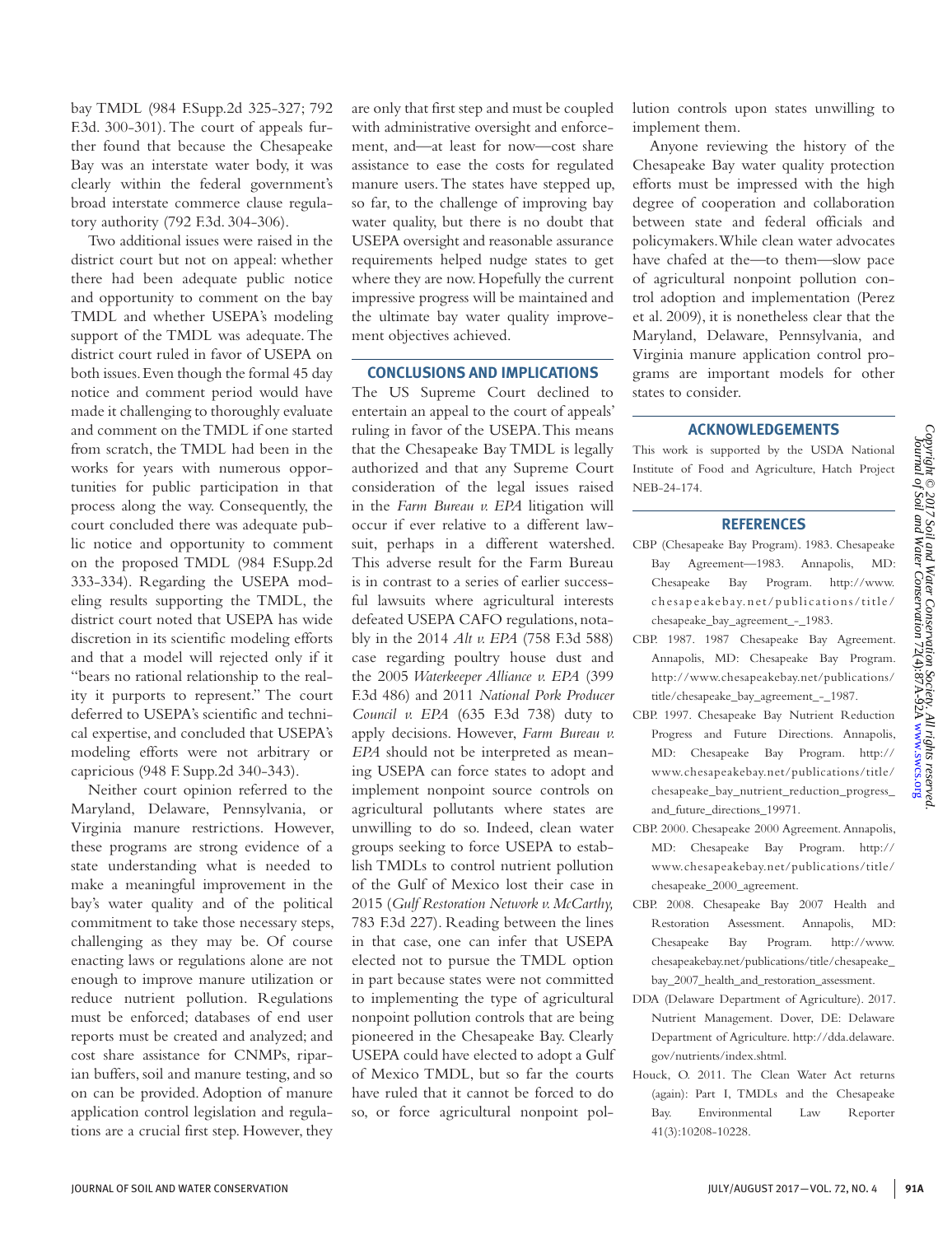bay TMDL (984 F.Supp.2d 325-327; 792 F.3d. 300-301). The court of appeals further found that because the Chesapeake Bay was an interstate water body, it was clearly within the federal government's broad interstate commerce clause regulatory authority (792 F.3d. 304-306).

Two additional issues were raised in the district court but not on appeal: whether there had been adequate public notice and opportunity to comment on the bay TMDL and whether USEPA's modeling support of the TMDL was adequate. The district court ruled in favor of USEPA on both issues. Even though the formal 45 day notice and comment period would have made it challenging to thoroughly evaluate and comment on the TMDL if one started from scratch, the TMDL had been in the works for years with numerous opportunities for public participation in that process along the way. Consequently, the court concluded there was adequate public notice and opportunity to comment on the proposed TMDL (984 F.Supp.2d 333-334). Regarding the USEPA modeling results supporting the TMDL, the district court noted that USEPA has wide discretion in its scientific modeling efforts and that a model will rejected only if it "bears no rational relationship to the reality it purports to represent." The court deferred to USEPA's scientific and technical expertise, and concluded that USEPA's modeling efforts were not arbitrary or capricious (948 F. Supp.2d 340-343).

Neither court opinion referred to the Maryland, Delaware, Pennsylvania, or Virginia manure restrictions. However, these programs are strong evidence of a state understanding what is needed to make a meaningful improvement in the bay's water quality and of the political commitment to take those necessary steps, challenging as they may be. Of course enacting laws or regulations alone are not enough to improve manure utilization or reduce nutrient pollution. Regulations must be enforced; databases of end user reports must be created and analyzed; and cost share assistance for CNMPs, riparian buffers, soil and manure testing, and so on can be provided. Adoption of manure application control legislation and regulations are a crucial first step. However, they are only that first step and must be coupled with administrative oversight and enforcement, and—at least for now—cost share assistance to ease the costs for regulated manure users. The states have stepped up, so far, to the challenge of improving bay water quality, but there is no doubt that USEPA oversight and reasonable assurance requirements helped nudge states to get where they are now. Hopefully the current impressive progress will be maintained and the ultimate bay water quality improvement objectives achieved.

## CONCLUSIONS AND IMPLICATIONS

The US Supreme Court declined to entertain an appeal to the court of appeals' ruling in favor of the USEPA. This means that the Chesapeake Bay TMDL is legally authorized and that any Supreme Court consideration of the legal issues raised in the *Farm Bureau v. EPA* litigation will occur if ever relative to a different lawsuit, perhaps in a different watershed. This adverse result for the Farm Bureau is in contrast to a series of earlier successful lawsuits where agricultural interests defeated USEPA CAFO regulations, notably in the 2014 *Alt v. EPA* (758 F.3d 588) case regarding poultry house dust and the 2005 *Waterkeeper Alliance v. EPA* (399 F.3d 486) and 2011 *National Pork Producer Council v. EPA* (635 F.3d 738) duty to apply decisions. However, *Farm Bureau v. EPA* should not be interpreted as meaning USEPA can force states to adopt and implement nonpoint source controls on agricultural pollutants where states are unwilling to do so. Indeed, clean water groups seeking to force USEPA to establish TMDLs to control nutrient pollution of the Gulf of Mexico lost their case in 2015 (*Gulf Restoration Network v. McCarthy,* 783 F.3d 227). Reading between the lines in that case, one can infer that USEPA elected not to pursue the TMDL option in part because states were not committed to implementing the type of agricultural nonpoint pollution controls that are being pioneered in the Chesapeake Bay. Clearly USEPA could have elected to adopt a Gulf of Mexico TMDL, but so far the courts have ruled that it cannot be forced to do so, or force agricultural nonpoint pollution controls upon states unwilling to implement them.

Anyone reviewing the history of the Chesapeake Bay water quality protection efforts must be impressed with the high degree of cooperation and collaboration between state and federal officials and policymakers. While clean water advocates have chafed at the—to them—slow pace of agricultural nonpoint pollution control adoption and implementation (Perez et al. 2009), it is nonetheless clear that the Maryland, Delaware, Pennsylvania, and Virginia manure application control programs are important models for other states to consider.

## ACKNOWLEDGEMENTS

This work is supported by the USDA National Institute of Food and Agriculture, Hatch Project NEB-24-174.

## REFERENCES

CBP (Chesapeake Bay Program). 1983. Chesapeake Bay Agreement—1983. Annapolis, MD: Chesapeake Bay Program. http://www.chesapeakebay.net/publications/title/chesapeake_bay_agreement_-_1983.

CBP. 1987. 1987 Chesapeake Bay Agreement. Annapolis, MD: Chesapeake Bay Program. http://www.chesapeakebay.net/publications/title/chesapeake_bay_agreement_-_1987.

CBP. 1997. Chesapeake Bay Nutrient Reduction Progress and Future Directions. Annapolis, MD: Chesapeake Bay Program. http://www.chesapeakebay.net/publications/title/chesapeake_bay_nutrient_reduction_progress_and_future_directions_19971.

CBP. 2000. Chesapeake 2000 Agreement. Annapolis, MD: Chesapeake Bay Program. http://www.chesapeakebay.net/publications/title/chesapeake_2000_agreement.

CBP. 2008. Chesapeake Bay 2007 Health and Restoration Assessment. Annapolis, MD: Chesapeake Bay Program. http://www.chesapeakebay.net/publications/title/chesapeake_bay_2007_health_and_restoration_assessment.

DDA (Delaware Department of Agriculture). 2017. Nutrient Management. Dover, DE: Delaware Department of Agriculture. http://dda.delaware.gov/nutrients/index.shtml.

Houck, O. 2011. The Clean Water Act returns (again): Part I, TMDLs and the Chesapeake Bay. Environmental Law Reporter 41(3):10208-10228.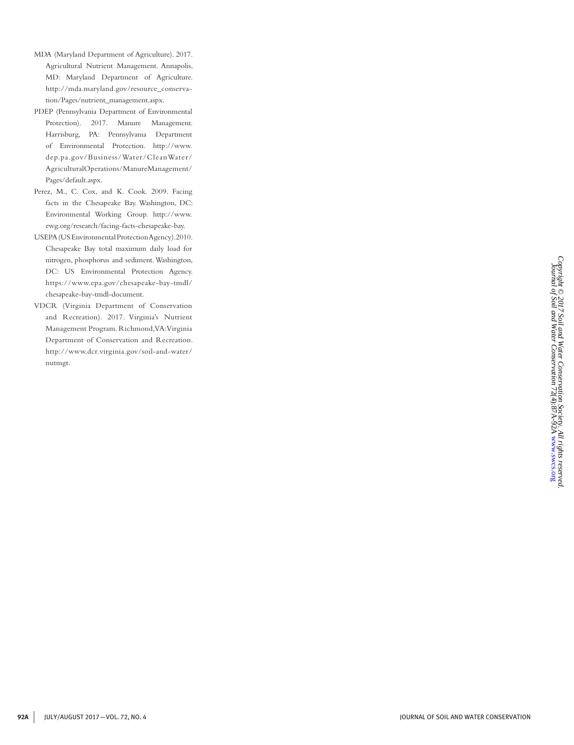MDA (Maryland Department of Agriculture). 2017. Agricultural Nutrient Management. Annapolis, MD: Maryland Department of Agriculture. http://mda.maryland.gov/resource_conservation/Pages/nutrient_management.aspx.

PDEP (Pennsylvania Department of Environmental Protection). 2017. Manure Management. Harrisburg, PA: Pennsylvania Department of Environmental Protection. http://www.dep.pa.gov/Business/Water/CleanWater/AgriculturalOperations/ManureManagement/Pages/default.aspx.

Perez, M., C. Cox, and K. Cook. 2009. Facing facts in the Chesapeake Bay. Washington, DC: Environmental Working Group. http://www.ewg.org/research/facing-facts-chesapeake-bay.

USEPA (US Environmental Protection Agency). 2010. Chesapeake Bay total maximum daily load for nitrogen, phosphorus and sediment. Washington, DC: US Environmental Protection Agency. https://www.epa.gov/chesapeake-bay-tmdl/chesapeake-bay-tmdl-document.

VDCR (Virginia Department of Conservation and Recreation). 2017. Virginia's Nutrient Management Program. Richmond, VA: Virginia Department of Conservation and Recreation. http://www.dcr.virginia.gov/soil-and-water/nutmgt.